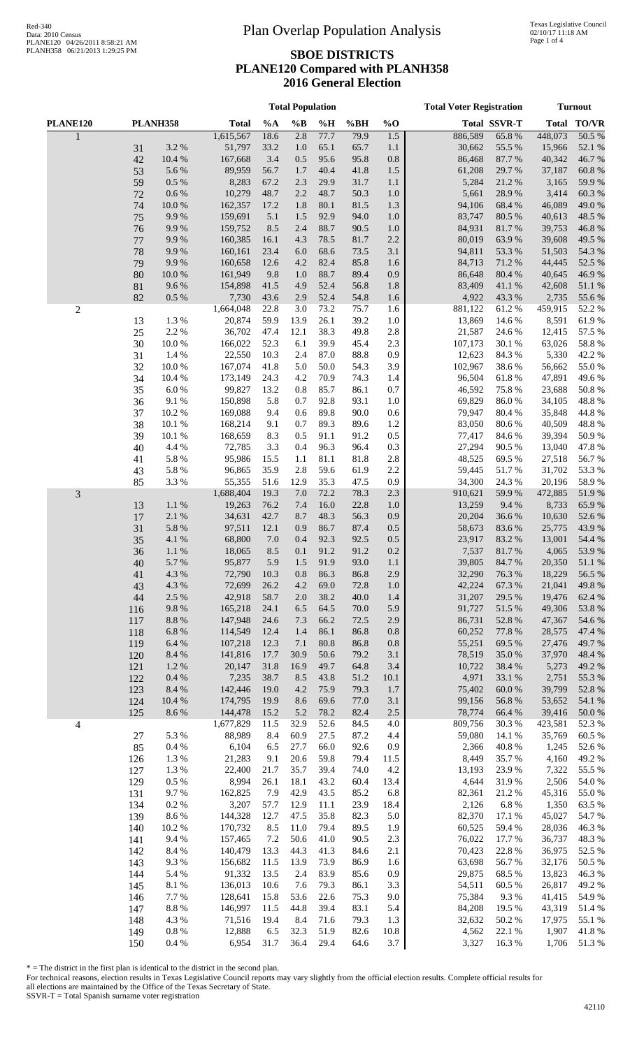# Plan Overlap Population Analysis

## SBOE DISTRICTS
## PLANE120 Compared with PLANH358
## 2016 General Election

Red-340
Data: 2010 Census
PLANE120 04/26/2011 8:58:21 AM
PLANH358 06/21/2013 1:29:25 PM

Texas Legislative Council
02/10/17 11:18 AM

| PLANE120 | PLANH358 | | Total Population: Total | %A | %B | %H | %BH | %O | Total Voter Registration: Total | SSVR-T | Turnout: Total | TO/VR |
|---|---|---|---|---|---|---|---|---|---|---|---|---|
| 1 | | | 1,615,567 | 18.6 | 2.8 | 77.7 | 79.9 | 1.5 | 886,589 | 65.8 % | 448,073 | 50.5 % |
| | 31 | 3.2 % | 51,797 | 33.2 | 1.0 | 65.1 | 65.7 | 1.1 | 30,662 | 55.5 % | 15,966 | 52.1 % |
| | 42 | 10.4 % | 167,668 | 3.4 | 0.5 | 95.6 | 95.8 | 0.8 | 86,468 | 87.7 % | 40,342 | 46.7 % |
| | 53 | 5.6 % | 89,959 | 56.7 | 1.7 | 40.4 | 41.8 | 1.5 | 61,208 | 29.7 % | 37,187 | 60.8 % |
| | 59 | 0.5 % | 8,283 | 67.2 | 2.3 | 29.9 | 31.7 | 1.1 | 5,284 | 21.2 % | 3,165 | 59.9 % |
| | 72 | 0.6 % | 10,279 | 48.7 | 2.2 | 48.7 | 50.3 | 1.0 | 5,661 | 28.9 % | 3,414 | 60.3 % |
| | 74 | 10.0 % | 162,357 | 17.2 | 1.8 | 80.1 | 81.5 | 1.3 | 94,106 | 68.4 % | 46,089 | 49.0 % |
| | 75 | 9.9 % | 159,691 | 5.1 | 1.5 | 92.9 | 94.0 | 1.0 | 83,747 | 80.5 % | 40,613 | 48.5 % |
| | 76 | 9.9 % | 159,752 | 8.5 | 2.4 | 88.7 | 90.5 | 1.0 | 84,931 | 81.7 % | 39,753 | 46.8 % |
| | 77 | 9.9 % | 160,385 | 16.1 | 4.3 | 78.5 | 81.7 | 2.2 | 80,019 | 63.9 % | 39,608 | 49.5 % |
| | 78 | 9.9 % | 160,161 | 23.4 | 6.0 | 68.6 | 73.5 | 3.1 | 94,811 | 53.3 % | 51,503 | 54.3 % |
| | 79 | 9.9 % | 160,658 | 12.6 | 4.2 | 82.4 | 85.8 | 1.6 | 84,713 | 71.2 % | 44,445 | 52.5 % |
| | 80 | 10.0 % | 161,949 | 9.8 | 1.0 | 88.7 | 89.4 | 0.9 | 86,648 | 80.4 % | 40,645 | 46.9 % |
| | 81 | 9.6 % | 154,898 | 41.5 | 4.9 | 52.4 | 56.8 | 1.8 | 83,409 | 41.1 % | 42,608 | 51.1 % |
| | 82 | 0.5 % | 7,730 | 43.6 | 2.9 | 52.4 | 54.8 | 1.6 | 4,922 | 43.3 % | 2,735 | 55.6 % |
| 2 | | | 1,664,048 | 22.8 | 3.0 | 73.2 | 75.7 | 1.6 | 881,122 | 61.2 % | 459,915 | 52.2 % |
| | 13 | 1.3 % | 20,874 | 59.9 | 13.9 | 26.1 | 39.2 | 1.0 | 13,869 | 14.6 % | 8,591 | 61.9 % |
| | 25 | 2.2 % | 36,702 | 47.4 | 12.1 | 38.3 | 49.8 | 2.8 | 21,587 | 24.6 % | 12,415 | 57.5 % |
| | 30 | 10.0 % | 166,022 | 52.3 | 6.1 | 39.9 | 45.4 | 2.3 | 107,173 | 30.1 % | 63,026 | 58.8 % |
| | 31 | 1.4 % | 22,550 | 10.3 | 2.4 | 87.0 | 88.8 | 0.9 | 12,623 | 84.3 % | 5,330 | 42.2 % |
| | 32 | 10.0 % | 167,074 | 41.8 | 5.0 | 50.0 | 54.3 | 3.9 | 102,967 | 38.6 % | 56,662 | 55.0 % |
| | 34 | 10.4 % | 173,149 | 24.3 | 4.2 | 70.9 | 74.3 | 1.4 | 96,504 | 61.8 % | 47,891 | 49.6 % |
| | 35 | 6.0 % | 99,827 | 13.2 | 0.8 | 85.7 | 86.1 | 0.7 | 46,592 | 75.8 % | 23,688 | 50.8 % |
| | 36 | 9.1 % | 150,898 | 5.8 | 0.7 | 92.8 | 93.1 | 1.0 | 69,829 | 86.0 % | 34,105 | 48.8 % |
| | 37 | 10.2 % | 169,088 | 9.4 | 0.6 | 89.8 | 90.0 | 0.6 | 79,947 | 80.4 % | 35,848 | 44.8 % |
| | 38 | 10.1 % | 168,214 | 9.1 | 0.7 | 89.3 | 89.6 | 1.2 | 83,050 | 80.6 % | 40,509 | 48.8 % |
| | 39 | 10.1 % | 168,659 | 8.3 | 0.5 | 91.1 | 91.2 | 0.5 | 77,417 | 84.6 % | 39,394 | 50.9 % |
| | 40 | 4.4 % | 72,785 | 3.3 | 0.4 | 96.3 | 96.4 | 0.3 | 27,294 | 90.5 % | 13,040 | 47.8 % |
| | 41 | 5.8 % | 95,986 | 15.5 | 1.1 | 81.1 | 81.8 | 2.8 | 48,525 | 69.5 % | 27,518 | 56.7 % |
| | 43 | 5.8 % | 96,865 | 35.9 | 2.8 | 59.6 | 61.9 | 2.2 | 59,445 | 51.7 % | 31,702 | 53.3 % |
| | 85 | 3.3 % | 55,355 | 51.6 | 12.9 | 35.3 | 47.5 | 0.9 | 34,300 | 24.3 % | 20,196 | 58.9 % |
| 3 | | | 1,688,404 | 19.3 | 7.0 | 72.2 | 78.3 | 2.3 | 910,621 | 59.9 % | 472,885 | 51.9 % |
| | 13 | 1.1 % | 19,263 | 76.2 | 7.4 | 16.0 | 22.8 | 1.0 | 13,259 | 9.4 % | 8,733 | 65.9 % |
| | 17 | 2.1 % | 34,631 | 42.7 | 8.7 | 48.3 | 56.3 | 0.9 | 20,204 | 36.6 % | 10,630 | 52.6 % |
| | 31 | 5.8 % | 97,511 | 12.1 | 0.9 | 86.7 | 87.4 | 0.5 | 58,673 | 83.6 % | 25,775 | 43.9 % |
| | 35 | 4.1 % | 68,800 | 7.0 | 0.4 | 92.3 | 92.5 | 0.5 | 23,917 | 83.2 % | 13,001 | 54.4 % |
| | 36 | 1.1 % | 18,065 | 8.5 | 0.1 | 91.2 | 91.2 | 0.2 | 7,537 | 81.7 % | 4,065 | 53.9 % |
| | 40 | 5.7 % | 95,877 | 5.9 | 1.5 | 91.9 | 93.0 | 1.1 | 39,805 | 84.7 % | 20,350 | 51.1 % |
| | 41 | 4.3 % | 72,790 | 10.3 | 0.8 | 86.3 | 86.8 | 2.9 | 32,290 | 76.3 % | 18,229 | 56.5 % |
| | 43 | 4.3 % | 72,699 | 26.2 | 4.2 | 69.0 | 72.8 | 1.0 | 42,224 | 67.3 % | 21,041 | 49.8 % |
| | 44 | 2.5 % | 42,918 | 58.7 | 2.0 | 38.2 | 40.0 | 1.4 | 31,207 | 29.5 % | 19,476 | 62.4 % |
| | 116 | 9.8 % | 165,218 | 24.1 | 6.5 | 64.5 | 70.0 | 5.9 | 91,727 | 51.5 % | 49,306 | 53.8 % |
| | 117 | 8.8 % | 147,948 | 24.6 | 7.3 | 66.2 | 72.5 | 2.9 | 86,731 | 52.8 % | 47,367 | 54.6 % |
| | 118 | 6.8 % | 114,549 | 12.4 | 1.4 | 86.1 | 86.8 | 0.8 | 60,252 | 77.8 % | 28,575 | 47.4 % |
| | 119 | 6.4 % | 107,218 | 12.3 | 7.1 | 80.8 | 86.8 | 0.8 | 55,251 | 69.5 % | 27,476 | 49.7 % |
| | 120 | 8.4 % | 141,816 | 17.7 | 30.9 | 50.6 | 79.2 | 3.1 | 78,519 | 35.0 % | 37,970 | 48.4 % |
| | 121 | 1.2 % | 20,147 | 31.8 | 16.9 | 49.7 | 64.8 | 3.4 | 10,722 | 38.4 % | 5,273 | 49.2 % |
| | 122 | 0.4 % | 7,235 | 38.7 | 8.5 | 43.8 | 51.2 | 10.1 | 4,971 | 33.1 % | 2,751 | 55.3 % |
| | 123 | 8.4 % | 142,446 | 19.0 | 4.2 | 75.9 | 79.3 | 1.7 | 75,402 | 60.0 % | 39,799 | 52.8 % |
| | 124 | 10.4 % | 174,795 | 19.9 | 8.6 | 69.6 | 77.0 | 3.1 | 99,156 | 56.8 % | 53,652 | 54.1 % |
| | 125 | 8.6 % | 144,478 | 15.2 | 5.2 | 78.2 | 82.4 | 2.5 | 78,774 | 66.4 % | 39,416 | 50.0 % |
| 4 | | | 1,677,829 | 11.5 | 32.9 | 52.6 | 84.5 | 4.0 | 809,756 | 30.3 % | 423,581 | 52.3 % |
| | 27 | 5.3 % | 88,989 | 8.4 | 60.9 | 27.5 | 87.2 | 4.4 | 59,080 | 14.1 % | 35,769 | 60.5 % |
| | 85 | 0.4 % | 6,104 | 6.5 | 27.7 | 66.0 | 92.6 | 0.9 | 2,366 | 40.8 % | 1,245 | 52.6 % |
| | 126 | 1.3 % | 21,283 | 9.1 | 20.6 | 59.8 | 79.4 | 11.5 | 8,449 | 35.7 % | 4,160 | 49.2 % |
| | 127 | 1.3 % | 22,400 | 21.7 | 35.7 | 39.4 | 74.0 | 4.2 | 13,193 | 23.9 % | 7,322 | 55.5 % |
| | 129 | 0.5 % | 8,994 | 26.1 | 18.1 | 43.2 | 60.4 | 13.4 | 4,644 | 31.9 % | 2,506 | 54.0 % |
| | 131 | 9.7 % | 162,825 | 7.9 | 42.9 | 43.5 | 85.2 | 6.8 | 82,361 | 21.2 % | 45,316 | 55.0 % |
| | 134 | 0.2 % | 3,207 | 57.7 | 12.9 | 11.1 | 23.9 | 18.4 | 2,126 | 6.8 % | 1,350 | 63.5 % |
| | 139 | 8.6 % | 144,328 | 12.7 | 47.5 | 35.8 | 82.3 | 5.0 | 82,370 | 17.1 % | 45,027 | 54.7 % |
| | 140 | 10.2 % | 170,732 | 8.5 | 11.0 | 79.4 | 89.5 | 1.9 | 60,525 | 59.4 % | 28,036 | 46.3 % |
| | 141 | 9.4 % | 157,465 | 7.2 | 50.6 | 41.0 | 90.5 | 2.3 | 76,022 | 17.7 % | 36,737 | 48.3 % |
| | 142 | 8.4 % | 140,479 | 13.3 | 44.3 | 41.3 | 84.6 | 2.1 | 70,423 | 22.8 % | 36,975 | 52.5 % |
| | 143 | 9.3 % | 156,682 | 11.5 | 13.9 | 73.9 | 86.9 | 1.6 | 63,698 | 56.7 % | 32,176 | 50.5 % |
| | 144 | 5.4 % | 91,332 | 13.5 | 2.4 | 83.9 | 85.6 | 0.9 | 29,875 | 68.5 % | 13,823 | 46.3 % |
| | 145 | 8.1 % | 136,013 | 10.6 | 7.6 | 79.3 | 86.1 | 3.3 | 54,511 | 60.5 % | 26,817 | 49.2 % |
| | 146 | 7.7 % | 128,641 | 15.8 | 53.6 | 22.6 | 75.3 | 9.0 | 75,384 | 9.3 % | 41,415 | 54.9 % |
| | 147 | 8.8 % | 146,997 | 11.5 | 44.8 | 39.4 | 83.1 | 5.4 | 84,208 | 19.5 % | 43,319 | 51.4 % |
| | 148 | 4.3 % | 71,516 | 19.4 | 8.4 | 71.6 | 79.3 | 1.3 | 32,632 | 50.2 % | 17,975 | 55.1 % |
| | 149 | 0.8 % | 12,888 | 6.5 | 32.3 | 51.9 | 82.6 | 10.8 | 4,562 | 22.1 % | 1,907 | 41.8 % |
| | 150 | 0.4 % | 6,954 | 31.7 | 36.4 | 29.4 | 64.6 | 3.7 | 3,327 | 16.3 % | 1,706 | 51.3 % |

* = The district in the first plan is identical to the district in the second plan.
For technical reasons, election results in Texas Legislative Council reports may vary slightly from the official election results. Complete official results for all elections are maintained by the Office of the Texas Secretary of State.
SSVR-T = Total Spanish surname voter registration

42110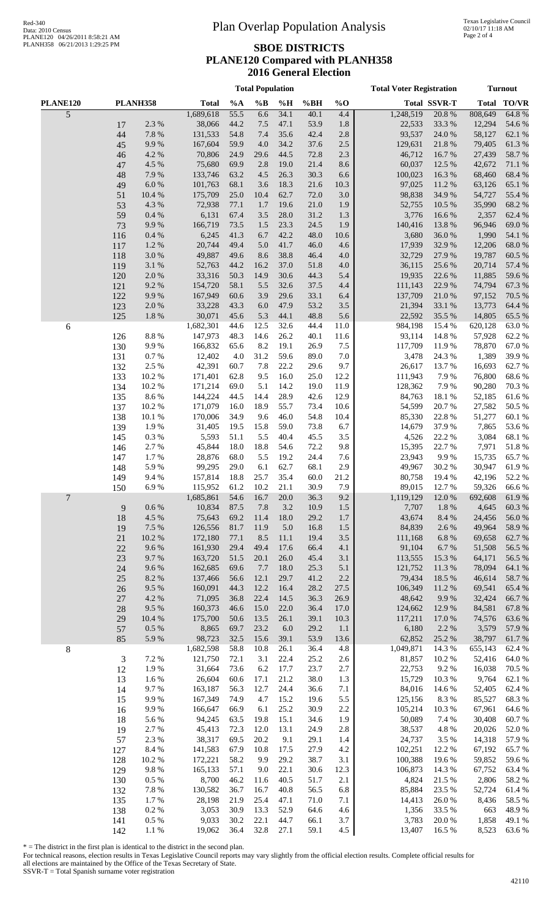# SBOE DISTRICTS
## PLANE120 Compared with PLANH358
### 2016 General Election

| PLANE120 | PLANH358 | | Total Population Total | %A | %B | %H | %BH | %O | Total Voter Registration Total | SSVR-T | Turnout Total | TO/VR |
|---|---|---|---|---|---|---|---|---|---|---|---|---|
| 5 | | | 1,689,618 | 55.5 | 6.6 | 34.1 | 40.1 | 4.4 | 1,248,519 | 20.8 % | 808,649 | 64.8 % |
| | 17 | 2.3 % | 38,066 | 44.2 | 7.5 | 47.1 | 53.9 | 1.8 | 22,533 | 33.3 % | 12,294 | 54.6 % |
| | 44 | 7.8 % | 131,533 | 54.8 | 7.4 | 35.6 | 42.4 | 2.8 | 93,537 | 24.0 % | 58,127 | 62.1 % |
| | 45 | 9.9 % | 167,604 | 59.9 | 4.0 | 34.2 | 37.6 | 2.5 | 129,631 | 21.8 % | 79,405 | 61.3 % |
| | 46 | 4.2 % | 70,806 | 24.9 | 29.6 | 44.5 | 72.8 | 2.3 | 46,712 | 16.7 % | 27,439 | 58.7 % |
| | 47 | 4.5 % | 75,680 | 69.9 | 2.8 | 19.0 | 21.4 | 8.6 | 60,037 | 12.5 % | 42,672 | 71.1 % |
| | 48 | 7.9 % | 133,746 | 63.2 | 4.5 | 26.3 | 30.3 | 6.6 | 100,023 | 16.3 % | 68,460 | 68.4 % |
| | 49 | 6.0 % | 101,763 | 68.1 | 3.6 | 18.3 | 21.6 | 10.3 | 97,025 | 11.2 % | 63,126 | 65.1 % |
| | 51 | 10.4 % | 175,709 | 25.0 | 10.4 | 62.7 | 72.0 | 3.0 | 98,838 | 34.9 % | 54,727 | 55.4 % |
| | 53 | 4.3 % | 72,938 | 77.1 | 1.7 | 19.6 | 21.0 | 1.9 | 52,755 | 10.5 % | 35,990 | 68.2 % |
| | 59 | 0.4 % | 6,131 | 67.4 | 3.5 | 28.0 | 31.2 | 1.3 | 3,776 | 16.6 % | 2,357 | 62.4 % |
| | 73 | 9.9 % | 166,719 | 73.5 | 1.5 | 23.3 | 24.5 | 1.9 | 140,416 | 13.8 % | 96,946 | 69.0 % |
| | 116 | 0.4 % | 6,245 | 41.3 | 6.7 | 42.2 | 48.0 | 10.6 | 3,680 | 36.0 % | 1,990 | 54.1 % |
| | 117 | 1.2 % | 20,744 | 49.4 | 5.0 | 41.7 | 46.0 | 4.6 | 17,939 | 32.9 % | 12,206 | 68.0 % |
| | 118 | 3.0 % | 49,887 | 49.6 | 8.6 | 38.8 | 46.4 | 4.0 | 32,729 | 27.9 % | 19,787 | 60.5 % |
| | 119 | 3.1 % | 52,763 | 44.2 | 16.2 | 37.0 | 51.8 | 4.0 | 36,115 | 25.6 % | 20,714 | 57.4 % |
| | 120 | 2.0 % | 33,316 | 50.3 | 14.9 | 30.6 | 44.3 | 5.4 | 19,935 | 22.6 % | 11,885 | 59.6 % |
| | 121 | 9.2 % | 154,720 | 58.1 | 5.5 | 32.6 | 37.5 | 4.4 | 111,143 | 22.9 % | 74,794 | 67.3 % |
| | 122 | 9.9 % | 167,949 | 60.6 | 3.9 | 29.6 | 33.1 | 6.4 | 137,709 | 21.0 % | 97,152 | 70.5 % |
| | 123 | 2.0 % | 33,228 | 43.3 | 6.0 | 47.9 | 53.2 | 3.5 | 21,394 | 33.1 % | 13,773 | 64.4 % |
| | 125 | 1.8 % | 30,071 | 45.6 | 5.3 | 44.1 | 48.8 | 5.6 | 22,592 | 35.5 % | 14,805 | 65.5 % |
| 6 | | | 1,682,301 | 44.6 | 12.5 | 32.6 | 44.4 | 11.0 | 984,198 | 15.4 % | 620,128 | 63.0 % |
| | 126 | 8.8 % | 147,973 | 48.3 | 14.6 | 26.2 | 40.1 | 11.6 | 93,114 | 14.8 % | 57,928 | 62.2 % |
| | 130 | 9.9 % | 166,832 | 65.6 | 8.2 | 19.1 | 26.9 | 7.5 | 117,709 | 11.9 % | 78,870 | 67.0 % |
| | 131 | 0.7 % | 12,402 | 4.0 | 31.2 | 59.6 | 89.0 | 7.0 | 3,478 | 24.3 % | 1,389 | 39.9 % |
| | 132 | 2.5 % | 42,391 | 60.7 | 7.8 | 22.2 | 29.6 | 9.7 | 26,617 | 13.7 % | 16,693 | 62.7 % |
| | 133 | 10.2 % | 171,401 | 62.8 | 9.5 | 16.0 | 25.0 | 12.2 | 111,943 | 7.9 % | 76,800 | 68.6 % |
| | 134 | 10.2 % | 171,214 | 69.0 | 5.1 | 14.2 | 19.0 | 11.9 | 128,362 | 7.9 % | 90,280 | 70.3 % |
| | 135 | 8.6 % | 144,224 | 44.5 | 14.4 | 28.9 | 42.6 | 12.9 | 84,763 | 18.1 % | 52,185 | 61.6 % |
| | 137 | 10.2 % | 171,079 | 16.0 | 18.9 | 55.7 | 73.4 | 10.6 | 54,599 | 20.7 % | 27,582 | 50.5 % |
| | 138 | 10.1 % | 170,006 | 34.9 | 9.6 | 46.0 | 54.8 | 10.4 | 85,330 | 22.8 % | 51,277 | 60.1 % |
| | 139 | 1.9 % | 31,405 | 19.5 | 15.8 | 59.0 | 73.8 | 6.7 | 14,679 | 37.9 % | 7,865 | 53.6 % |
| | 145 | 0.3 % | 5,593 | 51.1 | 5.5 | 40.4 | 45.5 | 3.5 | 4,526 | 22.2 % | 3,084 | 68.1 % |
| | 146 | 2.7 % | 45,844 | 18.0 | 18.8 | 54.6 | 72.2 | 9.8 | 15,395 | 22.7 % | 7,971 | 51.8 % |
| | 147 | 1.7 % | 28,876 | 68.0 | 5.5 | 19.2 | 24.4 | 7.6 | 23,943 | 9.9 % | 15,735 | 65.7 % |
| | 148 | 5.9 % | 99,295 | 29.0 | 6.1 | 62.7 | 68.1 | 2.9 | 49,967 | 30.2 % | 30,947 | 61.9 % |
| | 149 | 9.4 % | 157,814 | 18.8 | 25.7 | 35.4 | 60.0 | 21.2 | 80,758 | 19.4 % | 42,196 | 52.2 % |
| | 150 | 6.9 % | 115,952 | 61.2 | 10.2 | 21.1 | 30.9 | 7.9 | 89,015 | 12.7 % | 59,326 | 66.6 % |
| 7 | | | 1,685,861 | 54.6 | 16.7 | 20.0 | 36.3 | 9.2 | 1,119,129 | 12.0 % | 692,608 | 61.9 % |
| | 9 | 0.6 % | 10,834 | 87.5 | 7.8 | 3.2 | 10.9 | 1.5 | 7,707 | 1.8 % | 4,645 | 60.3 % |
| | 18 | 4.5 % | 75,643 | 69.2 | 11.4 | 18.0 | 29.2 | 1.7 | 43,674 | 8.4 % | 24,456 | 56.0 % |
| | 19 | 7.5 % | 126,556 | 81.7 | 11.9 | 5.0 | 16.8 | 1.5 | 84,839 | 2.6 % | 49,964 | 58.9 % |
| | 21 | 10.2 % | 172,180 | 77.1 | 8.5 | 11.1 | 19.4 | 3.5 | 111,168 | 6.8 % | 69,658 | 62.7 % |
| | 22 | 9.6 % | 161,930 | 29.4 | 49.4 | 17.6 | 66.4 | 4.1 | 91,104 | 6.7 % | 51,508 | 56.5 % |
| | 23 | 9.7 % | 163,720 | 51.5 | 20.1 | 26.0 | 45.4 | 3.1 | 113,555 | 15.3 % | 64,171 | 56.5 % |
| | 24 | 9.6 % | 162,685 | 69.6 | 7.7 | 18.0 | 25.3 | 5.1 | 121,752 | 11.3 % | 78,094 | 64.1 % |
| | 25 | 8.2 % | 137,466 | 56.6 | 12.1 | 29.7 | 41.2 | 2.2 | 79,434 | 18.5 % | 46,614 | 58.7 % |
| | 26 | 9.5 % | 160,091 | 44.3 | 12.2 | 16.4 | 28.2 | 27.5 | 106,349 | 11.2 % | 69,541 | 65.4 % |
| | 27 | 4.2 % | 71,095 | 36.8 | 22.4 | 14.5 | 36.3 | 26.9 | 48,642 | 9.9 % | 32,424 | 66.7 % |
| | 28 | 9.5 % | 160,373 | 46.6 | 15.0 | 22.0 | 36.4 | 17.0 | 124,662 | 12.9 % | 84,581 | 67.8 % |
| | 29 | 10.4 % | 175,700 | 50.6 | 13.5 | 26.1 | 39.1 | 10.3 | 117,211 | 17.0 % | 74,576 | 63.6 % |
| | 57 | 0.5 % | 8,865 | 69.7 | 23.2 | 6.0 | 29.2 | 1.1 | 6,180 | 2.2 % | 3,579 | 57.9 % |
| | 85 | 5.9 % | 98,723 | 32.5 | 15.6 | 39.1 | 53.9 | 13.6 | 62,852 | 25.2 % | 38,797 | 61.7 % |
| 8 | | | 1,682,598 | 58.8 | 10.8 | 26.1 | 36.4 | 4.8 | 1,049,871 | 14.3 % | 655,143 | 62.4 % |
| | 3 | 7.2 % | 121,750 | 72.1 | 3.1 | 22.4 | 25.2 | 2.6 | 81,857 | 10.2 % | 52,416 | 64.0 % |
| | 12 | 1.9 % | 31,664 | 73.6 | 6.2 | 17.7 | 23.7 | 2.7 | 22,753 | 9.2 % | 16,038 | 70.5 % |
| | 13 | 1.6 % | 26,604 | 60.6 | 17.1 | 21.2 | 38.0 | 1.3 | 15,729 | 10.3 % | 9,764 | 62.1 % |
| | 14 | 9.7 % | 163,187 | 56.3 | 12.7 | 24.4 | 36.6 | 7.1 | 84,016 | 14.6 % | 52,405 | 62.4 % |
| | 15 | 9.9 % | 167,349 | 74.9 | 4.7 | 15.2 | 19.6 | 5.5 | 125,156 | 8.3 % | 85,527 | 68.3 % |
| | 16 | 9.9 % | 166,647 | 66.9 | 6.1 | 25.2 | 30.9 | 2.2 | 105,214 | 10.3 % | 67,961 | 64.6 % |
| | 18 | 5.6 % | 94,245 | 63.5 | 19.8 | 15.1 | 34.6 | 1.9 | 50,089 | 7.4 % | 30,408 | 60.7 % |
| | 19 | 2.7 % | 45,413 | 72.3 | 12.0 | 13.1 | 24.9 | 2.8 | 38,537 | 4.8 % | 20,026 | 52.0 % |
| | 57 | 2.3 % | 38,317 | 69.5 | 20.2 | 9.1 | 29.1 | 1.4 | 24,737 | 3.5 % | 14,318 | 57.9 % |
| | 127 | 8.4 % | 141,583 | 67.9 | 10.8 | 17.5 | 27.9 | 4.2 | 102,251 | 12.2 % | 67,192 | 65.7 % |
| | 128 | 10.2 % | 172,221 | 58.2 | 9.9 | 29.2 | 38.7 | 3.1 | 100,388 | 19.6 % | 59,852 | 59.6 % |
| | 129 | 9.8 % | 165,133 | 57.1 | 9.0 | 22.1 | 30.6 | 12.3 | 106,873 | 14.3 % | 67,752 | 63.4 % |
| | 130 | 0.5 % | 8,700 | 46.2 | 11.6 | 40.5 | 51.7 | 2.1 | 4,824 | 21.5 % | 2,806 | 58.2 % |
| | 132 | 7.8 % | 130,582 | 36.7 | 16.7 | 40.8 | 56.5 | 6.8 | 85,884 | 23.5 % | 52,724 | 61.4 % |
| | 135 | 1.7 % | 28,198 | 21.9 | 25.4 | 47.1 | 71.0 | 7.1 | 14,413 | 26.0 % | 8,436 | 58.5 % |
| | 138 | 0.2 % | 3,053 | 30.9 | 13.3 | 52.9 | 64.6 | 4.6 | 1,356 | 33.5 % | 663 | 48.9 % |
| | 141 | 0.5 % | 9,033 | 30.2 | 22.1 | 44.7 | 66.1 | 3.7 | 3,783 | 20.0 % | 1,858 | 49.1 % |
| | 142 | 1.1 % | 19,062 | 36.4 | 32.8 | 27.1 | 59.1 | 4.5 | 13,407 | 16.5 % | 8,523 | 63.6 % |

* = The district in the first plan is identical to the district in the second plan.

For technical reasons, election results in Texas Legislative Council reports may vary slightly from the official election results. Complete official results for all elections are maintained by the Office of the Texas Secretary of State.

SSVR-T = Total Spanish surname voter registration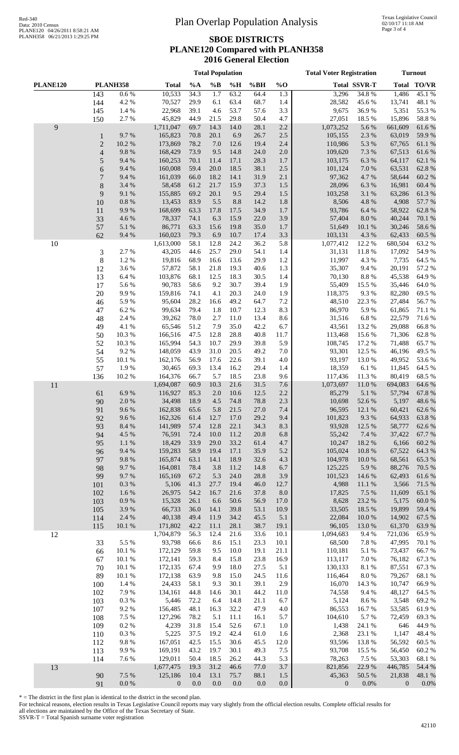# Plan Overlap Population Analysis

## SBOE DISTRICTS
## PLANE120 Compared with PLANH358
## 2016 General Election

| PLANE120 | PLANH358 | | Total Population: Total | %A | %B | %H | %BH | %O | Total Voter Registration: Total | SSVR-T | Turnout: Total | TO/VR |
|---|---|---|---|---|---|---|---|---|---|---|---|---|
| | 143 | 0.6 % | 10,533 | 34.3 | 1.7 | 63.2 | 64.4 | 1.3 | 3,296 | 34.8 % | 1,486 | 45.1 % |
| | 144 | 4.2 % | 70,527 | 29.9 | 6.1 | 63.4 | 68.7 | 1.4 | 28,582 | 45.6 % | 13,741 | 48.1 % |
| | 145 | 1.4 % | 22,968 | 39.1 | 4.6 | 53.7 | 57.6 | 3.3 | 9,675 | 36.9 % | 5,351 | 55.3 % |
| | 150 | 2.7 % | 45,829 | 44.9 | 21.5 | 29.8 | 50.4 | 4.7 | 27,051 | 18.5 % | 15,896 | 58.8 % |
| 9 | | | 1,711,047 | 69.7 | 14.3 | 14.0 | 28.1 | 2.2 | 1,073,252 | 5.6 % | 661,609 | 61.6 % |
| | 1 | 9.7 % | 165,823 | 70.8 | 20.1 | 6.9 | 26.7 | 2.5 | 105,155 | 2.3 % | 63,019 | 59.9 % |
| | 2 | 10.2 % | 173,869 | 78.2 | 7.0 | 12.6 | 19.4 | 2.4 | 110,986 | 5.3 % | 67,765 | 61.1 % |
| | 4 | 9.8 % | 168,429 | 73.9 | 9.5 | 14.8 | 24.0 | 2.0 | 109,620 | 7.3 % | 67,513 | 61.6 % |
| | 5 | 9.4 % | 160,253 | 70.1 | 11.4 | 17.1 | 28.3 | 1.7 | 103,175 | 6.3 % | 64,117 | 62.1 % |
| | 6 | 9.4 % | 160,008 | 59.4 | 20.0 | 18.5 | 38.1 | 2.5 | 101,124 | 7.0 % | 63,531 | 62.8 % |
| | 7 | 9.4 % | 161,039 | 66.0 | 18.2 | 14.1 | 31.9 | 2.1 | 97,362 | 4.7 % | 58,644 | 60.2 % |
| | 8 | 3.4 % | 58,458 | 61.2 | 21.7 | 15.9 | 37.3 | 1.5 | 28,096 | 6.3 % | 16,981 | 60.4 % |
| | 9 | 9.1 % | 155,885 | 69.2 | 20.1 | 9.5 | 29.4 | 1.5 | 103,258 | 3.1 % | 63,286 | 61.3 % |
| | 10 | 0.8 % | 13,453 | 83.9 | 5.5 | 8.8 | 14.2 | 1.8 | 8,506 | 4.8 % | 4,908 | 57.7 % |
| | 11 | 9.9 % | 168,699 | 63.3 | 17.8 | 17.5 | 34.9 | 1.7 | 93,786 | 6.4 % | 58,922 | 62.8 % |
| | 33 | 4.6 % | 78,337 | 74.1 | 6.3 | 15.9 | 22.0 | 3.9 | 57,404 | 8.0 % | 40,244 | 70.1 % |
| | 57 | 5.1 % | 86,771 | 63.3 | 15.6 | 19.8 | 35.0 | 1.7 | 51,649 | 10.1 % | 30,246 | 58.6 % |
| | 62 | 9.4 % | 160,023 | 79.3 | 6.9 | 10.7 | 17.4 | 3.3 | 103,131 | 4.3 % | 62,433 | 60.5 % |
| 10 | | | 1,613,000 | 58.1 | 12.8 | 24.2 | 36.2 | 5.8 | 1,077,412 | 12.2 % | 680,504 | 63.2 % |
| | 3 | 2.7 % | 43,205 | 44.6 | 25.7 | 29.0 | 54.1 | 1.4 | 31,131 | 11.8 % | 17,092 | 54.9 % |
| | 8 | 1.2 % | 19,816 | 68.9 | 16.6 | 13.6 | 29.9 | 1.2 | 11,997 | 4.3 % | 7,735 | 64.5 % |
| | 12 | 3.6 % | 57,872 | 58.1 | 21.8 | 19.3 | 40.6 | 1.3 | 35,307 | 9.4 % | 20,191 | 57.2 % |
| | 13 | 6.4 % | 103,876 | 68.1 | 12.5 | 18.3 | 30.5 | 1.4 | 70,130 | 8.8 % | 45,538 | 64.9 % |
| | 17 | 5.6 % | 90,783 | 58.6 | 9.2 | 30.7 | 39.4 | 1.9 | 55,409 | 15.5 % | 35,446 | 64.0 % |
| | 20 | 9.9 % | 159,816 | 74.1 | 4.1 | 20.3 | 24.0 | 1.9 | 118,375 | 9.3 % | 82,280 | 69.5 % |
| | 46 | 5.9 % | 95,604 | 28.2 | 16.6 | 49.2 | 64.7 | 7.2 | 48,510 | 22.3 % | 27,484 | 56.7 % |
| | 47 | 6.2 % | 99,634 | 79.4 | 1.8 | 10.7 | 12.3 | 8.3 | 86,970 | 5.9 % | 61,865 | 71.1 % |
| | 48 | 2.4 % | 39,262 | 78.0 | 2.7 | 11.0 | 13.4 | 8.6 | 31,516 | 6.8 % | 22,579 | 71.6 % |
| | 49 | 4.1 % | 65,546 | 51.2 | 7.9 | 35.0 | 42.2 | 6.7 | 43,561 | 13.2 % | 29,088 | 66.8 % |
| | 50 | 10.3 % | 166,516 | 47.5 | 12.8 | 28.8 | 40.8 | 11.7 | 113,468 | 15.6 % | 71,306 | 62.8 % |
| | 52 | 10.3 % | 165,994 | 54.3 | 10.7 | 29.9 | 39.8 | 5.9 | 108,745 | 17.2 % | 71,488 | 65.7 % |
| | 54 | 9.2 % | 148,059 | 43.9 | 31.0 | 20.5 | 49.2 | 7.0 | 93,301 | 12.5 % | 46,196 | 49.5 % |
| | 55 | 10.1 % | 162,176 | 56.9 | 17.6 | 22.6 | 39.1 | 4.0 | 93,197 | 13.0 % | 49,952 | 53.6 % |
| | 57 | 1.9 % | 30,465 | 69.3 | 13.4 | 16.2 | 29.4 | 1.4 | 18,359 | 6.1 % | 11,845 | 64.5 % |
| | 136 | 10.2 % | 164,376 | 66.7 | 5.7 | 18.5 | 23.8 | 9.6 | 117,436 | 11.3 % | 80,419 | 68.5 % |
| 11 | | | 1,694,087 | 60.9 | 10.3 | 21.6 | 31.5 | 7.6 | 1,073,697 | 11.0 % | 694,083 | 64.6 % |
| | 61 | 6.9 % | 116,927 | 85.3 | 2.0 | 10.6 | 12.5 | 2.2 | 85,279 | 5.1 % | 57,794 | 67.8 % |
| | 90 | 2.0 % | 34,498 | 18.9 | 4.5 | 74.8 | 78.8 | 2.3 | 10,698 | 52.6 % | 5,197 | 48.6 % |
| | 91 | 9.6 % | 162,838 | 65.6 | 5.8 | 21.5 | 27.0 | 7.4 | 96,595 | 12.1 % | 60,421 | 62.6 % |
| | 92 | 9.6 % | 162,326 | 61.4 | 12.7 | 17.0 | 29.2 | 9.4 | 101,823 | 9.3 % | 64,933 | 63.8 % |
| | 93 | 8.4 % | 141,989 | 57.4 | 12.8 | 22.1 | 34.3 | 8.3 | 93,928 | 12.5 % | 58,777 | 62.6 % |
| | 94 | 4.5 % | 76,591 | 72.4 | 10.0 | 11.2 | 20.8 | 6.8 | 55,242 | 7.4 % | 37,422 | 67.7 % |
| | 95 | 1.1 % | 18,429 | 33.9 | 29.0 | 33.2 | 61.4 | 4.7 | 10,247 | 18.2 % | 6,166 | 60.2 % |
| | 96 | 9.4 % | 159,283 | 58.9 | 19.4 | 17.1 | 35.9 | 5.2 | 105,024 | 10.8 % | 67,522 | 64.3 % |
| | 97 | 9.8 % | 165,874 | 63.1 | 14.1 | 18.9 | 32.6 | 4.3 | 104,978 | 10.0 % | 68,561 | 65.3 % |
| | 98 | 9.7 % | 164,081 | 78.4 | 3.8 | 11.2 | 14.8 | 6.7 | 125,225 | 5.9 % | 88,276 | 70.5 % |
| | 99 | 9.7 % | 165,169 | 67.2 | 5.3 | 24.0 | 28.8 | 3.9 | 101,523 | 14.6 % | 62,493 | 61.6 % |
| | 101 | 0.3 % | 5,106 | 41.3 | 27.7 | 19.4 | 46.0 | 12.7 | 4,988 | 11.1 % | 3,566 | 71.5 % |
| | 102 | 1.6 % | 26,975 | 54.2 | 16.7 | 21.6 | 37.8 | 8.0 | 17,825 | 7.5 % | 11,609 | 65.1 % |
| | 103 | 0.9 % | 15,328 | 26.1 | 6.6 | 50.6 | 56.9 | 17.0 | 8,628 | 23.2 % | 5,175 | 60.0 % |
| | 105 | 3.9 % | 66,733 | 36.0 | 14.1 | 39.8 | 53.1 | 10.9 | 33,505 | 18.5 % | 19,899 | 59.4 % |
| | 114 | 2.4 % | 40,138 | 49.4 | 11.9 | 34.2 | 45.5 | 5.1 | 22,084 | 10.0 % | 14,902 | 67.5 % |
| | 115 | 10.1 % | 171,802 | 42.2 | 11.1 | 28.1 | 38.7 | 19.1 | 96,105 | 13.0 % | 61,370 | 63.9 % |
| 12 | | | 1,704,879 | 56.3 | 12.4 | 21.6 | 33.6 | 10.1 | 1,094,683 | 9.4 % | 721,036 | 65.9 % |
| | 33 | 5.5 % | 93,798 | 66.6 | 8.6 | 15.1 | 23.3 | 10.1 | 68,500 | 7.8 % | 47,995 | 70.1 % |
| | 66 | 10.1 % | 172,129 | 59.8 | 9.5 | 10.0 | 19.1 | 21.1 | 110,181 | 5.1 % | 73,437 | 66.7 % |
| | 67 | 10.1 % | 172,141 | 59.3 | 8.4 | 15.8 | 23.8 | 16.9 | 113,117 | 7.0 % | 76,182 | 67.3 % |
| | 70 | 10.1 % | 172,135 | 67.4 | 9.9 | 18.0 | 27.5 | 5.1 | 130,133 | 8.1 % | 87,551 | 67.3 % |
| | 89 | 10.1 % | 172,138 | 63.9 | 9.8 | 15.0 | 24.5 | 11.6 | 116,464 | 8.0 % | 79,267 | 68.1 % |
| | 100 | 1.4 % | 24,433 | 58.1 | 9.3 | 30.1 | 39.1 | 2.9 | 16,070 | 14.3 % | 10,747 | 66.9 % |
| | 102 | 7.9 % | 134,161 | 44.8 | 14.6 | 30.1 | 44.2 | 11.0 | 74,558 | 9.4 % | 48,127 | 64.5 % |
| | 103 | 0.3 % | 5,446 | 72.2 | 6.4 | 14.8 | 21.1 | 6.7 | 5,124 | 8.6 % | 3,548 | 69.2 % |
| | 107 | 9.2 % | 156,485 | 48.1 | 16.3 | 32.2 | 47.9 | 4.0 | 86,553 | 16.7 % | 53,585 | 61.9 % |
| | 108 | 7.5 % | 127,296 | 78.2 | 5.1 | 11.1 | 16.1 | 5.7 | 104,610 | 5.7 % | 72,459 | 69.3 % |
| | 109 | 0.2 % | 4,239 | 31.8 | 15.4 | 52.6 | 67.1 | 1.0 | 1,438 | 24.1 % | 646 | 44.9 % |
| | 110 | 0.3 % | 5,225 | 37.5 | 19.2 | 42.4 | 61.0 | 1.6 | 2,368 | 23.1 % | 1,147 | 48.4 % |
| | 112 | 9.8 % | 167,051 | 42.5 | 15.5 | 30.6 | 45.5 | 12.0 | 93,596 | 13.8 % | 56,592 | 60.5 % |
| | 113 | 9.9 % | 169,191 | 43.2 | 19.7 | 30.1 | 49.3 | 7.5 | 93,708 | 15.5 % | 56,450 | 60.2 % |
| | 114 | 7.6 % | 129,011 | 50.4 | 18.5 | 26.2 | 44.3 | 5.3 | 78,263 | 7.5 % | 53,303 | 68.1 % |
| 13 | | | 1,677,475 | 19.3 | 31.2 | 46.6 | 77.0 | 3.7 | 821,856 | 22.9 % | 446,785 | 54.4 % |
| | 90 | 7.5 % | 125,186 | 10.4 | 13.1 | 75.7 | 88.1 | 1.5 | 45,363 | 50.5 % | 21,838 | 48.1 % |
| | 91 | 0.0 % | 0 | 0.0 | 0.0 | 0.0 | 0.0 | 0.0 | 0 | 0.0% | 0 | 0.0% |

* = The district in the first plan is identical to the district in the second plan.
For technical reasons, election results in Texas Legislative Council reports may vary slightly from the official election results. Complete official results for all elections are maintained by the Office of the Texas Secretary of State.
SSVR-T = Total Spanish surname voter registration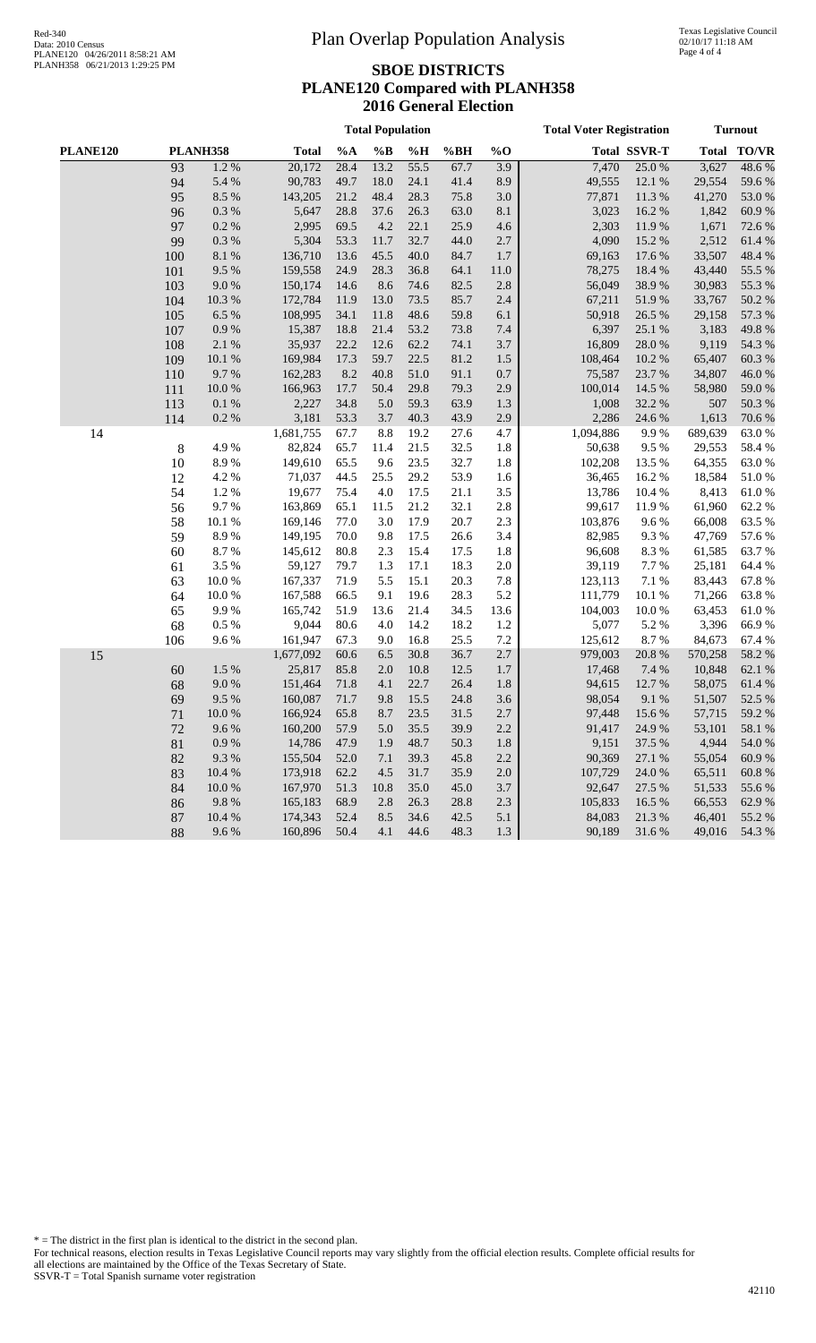# Plan Overlap Population Analysis

## SBOE DISTRICTS
## PLANE120 Compared with PLANH358
## 2016 General Election

| PLANE120 | PLANH358 | | Total Population | | | | | | Total Voter Registration | | Turnout | |
|---|---|---|---|---|---|---|---|---|---|---|---|---|
| | | | Total | %A | %B | %H | %BH | %O | Total | SSVR-T | Total | TO/VR |
| | 93 | 1.2 % | 20,172 | 28.4 | 13.2 | 55.5 | 67.7 | 3.9 | 7,470 | 25.0 % | 3,627 | 48.6 % |
| | 94 | 5.4 % | 90,783 | 49.7 | 18.0 | 24.1 | 41.4 | 8.9 | 49,555 | 12.1 % | 29,554 | 59.6 % |
| | 95 | 8.5 % | 143,205 | 21.2 | 48.4 | 28.3 | 75.8 | 3.0 | 77,871 | 11.3 % | 41,270 | 53.0 % |
| | 96 | 0.3 % | 5,647 | 28.8 | 37.6 | 26.3 | 63.0 | 8.1 | 3,023 | 16.2 % | 1,842 | 60.9 % |
| | 97 | 0.2 % | 2,995 | 69.5 | 4.2 | 22.1 | 25.9 | 4.6 | 2,303 | 11.9 % | 1,671 | 72.6 % |
| | 99 | 0.3 % | 5,304 | 53.3 | 11.7 | 32.7 | 44.0 | 2.7 | 4,090 | 15.2 % | 2,512 | 61.4 % |
| | 100 | 8.1 % | 136,710 | 13.6 | 45.5 | 40.0 | 84.7 | 1.7 | 69,163 | 17.6 % | 33,507 | 48.4 % |
| | 101 | 9.5 % | 159,558 | 24.9 | 28.3 | 36.8 | 64.1 | 11.0 | 78,275 | 18.4 % | 43,440 | 55.5 % |
| | 103 | 9.0 % | 150,174 | 14.6 | 8.6 | 74.6 | 82.5 | 2.8 | 56,049 | 38.9 % | 30,983 | 55.3 % |
| | 104 | 10.3 % | 172,784 | 11.9 | 13.0 | 73.5 | 85.7 | 2.4 | 67,211 | 51.9 % | 33,767 | 50.2 % |
| | 105 | 6.5 % | 108,995 | 34.1 | 11.8 | 48.6 | 59.8 | 6.1 | 50,918 | 26.5 % | 29,158 | 57.3 % |
| | 107 | 0.9 % | 15,387 | 18.8 | 21.4 | 53.2 | 73.8 | 7.4 | 6,397 | 25.1 % | 3,183 | 49.8 % |
| | 108 | 2.1 % | 35,937 | 22.2 | 12.6 | 62.2 | 74.1 | 3.7 | 16,809 | 28.0 % | 9,119 | 54.3 % |
| | 109 | 10.1 % | 169,984 | 17.3 | 59.7 | 22.5 | 81.2 | 1.5 | 108,464 | 10.2 % | 65,407 | 60.3 % |
| | 110 | 9.7 % | 162,283 | 8.2 | 40.8 | 51.0 | 91.1 | 0.7 | 75,587 | 23.7 % | 34,807 | 46.0 % |
| | 111 | 10.0 % | 166,963 | 17.7 | 50.4 | 29.8 | 79.3 | 2.9 | 100,014 | 14.5 % | 58,980 | 59.0 % |
| | 113 | 0.1 % | 2,227 | 34.8 | 5.0 | 59.3 | 63.9 | 1.3 | 1,008 | 32.2 % | 507 | 50.3 % |
| | 114 | 0.2 % | 3,181 | 53.3 | 3.7 | 40.3 | 43.9 | 2.9 | 2,286 | 24.6 % | 1,613 | 70.6 % |
| 14 | | | 1,681,755 | 67.7 | 8.8 | 19.2 | 27.6 | 4.7 | 1,094,886 | 9.9 % | 689,639 | 63.0 % |
| | 8 | 4.9 % | 82,824 | 65.7 | 11.4 | 21.5 | 32.5 | 1.8 | 50,638 | 9.5 % | 29,553 | 58.4 % |
| | 10 | 8.9 % | 149,610 | 65.5 | 9.6 | 23.5 | 32.7 | 1.8 | 102,208 | 13.5 % | 64,355 | 63.0 % |
| | 12 | 4.2 % | 71,037 | 44.5 | 25.5 | 29.2 | 53.9 | 1.6 | 36,465 | 16.2 % | 18,584 | 51.0 % |
| | 54 | 1.2 % | 19,677 | 75.4 | 4.0 | 17.5 | 21.1 | 3.5 | 13,786 | 10.4 % | 8,413 | 61.0 % |
| | 56 | 9.7 % | 163,869 | 65.1 | 11.5 | 21.2 | 32.1 | 2.8 | 99,617 | 11.9 % | 61,960 | 62.2 % |
| | 58 | 10.1 % | 169,146 | 77.0 | 3.0 | 17.9 | 20.7 | 2.3 | 103,876 | 9.6 % | 66,008 | 63.5 % |
| | 59 | 8.9 % | 149,195 | 70.0 | 9.8 | 17.5 | 26.6 | 3.4 | 82,985 | 9.3 % | 47,769 | 57.6 % |
| | 60 | 8.7 % | 145,612 | 80.8 | 2.3 | 15.4 | 17.5 | 1.8 | 96,608 | 8.3 % | 61,585 | 63.7 % |
| | 61 | 3.5 % | 59,127 | 79.7 | 1.3 | 17.1 | 18.3 | 2.0 | 39,119 | 7.7 % | 25,181 | 64.4 % |
| | 63 | 10.0 % | 167,337 | 71.9 | 5.5 | 15.1 | 20.3 | 7.8 | 123,113 | 7.1 % | 83,443 | 67.8 % |
| | 64 | 10.0 % | 167,588 | 66.5 | 9.1 | 19.6 | 28.3 | 5.2 | 111,779 | 10.1 % | 71,266 | 63.8 % |
| | 65 | 9.9 % | 165,742 | 51.9 | 13.6 | 21.4 | 34.5 | 13.6 | 104,003 | 10.0 % | 63,453 | 61.0 % |
| | 68 | 0.5 % | 9,044 | 80.6 | 4.0 | 14.2 | 18.2 | 1.2 | 5,077 | 5.2 % | 3,396 | 66.9 % |
| | 106 | 9.6 % | 161,947 | 67.3 | 9.0 | 16.8 | 25.5 | 7.2 | 125,612 | 8.7 % | 84,673 | 67.4 % |
| 15 | | | 1,677,092 | 60.6 | 6.5 | 30.8 | 36.7 | 2.7 | 979,003 | 20.8 % | 570,258 | 58.2 % |
| | 60 | 1.5 % | 25,817 | 85.8 | 2.0 | 10.8 | 12.5 | 1.7 | 17,468 | 7.4 % | 10,848 | 62.1 % |
| | 68 | 9.0 % | 151,464 | 71.8 | 4.1 | 22.7 | 26.4 | 1.8 | 94,615 | 12.7 % | 58,075 | 61.4 % |
| | 69 | 9.5 % | 160,087 | 71.7 | 9.8 | 15.5 | 24.8 | 3.6 | 98,054 | 9.1 % | 51,507 | 52.5 % |
| | 71 | 10.0 % | 166,924 | 65.8 | 8.7 | 23.5 | 31.5 | 2.7 | 97,448 | 15.6 % | 57,715 | 59.2 % |
| | 72 | 9.6 % | 160,200 | 57.9 | 5.0 | 35.5 | 39.9 | 2.2 | 91,417 | 24.9 % | 53,101 | 58.1 % |
| | 81 | 0.9 % | 14,786 | 47.9 | 1.9 | 48.7 | 50.3 | 1.8 | 9,151 | 37.5 % | 4,944 | 54.0 % |
| | 82 | 9.3 % | 155,504 | 52.0 | 7.1 | 39.3 | 45.8 | 2.2 | 90,369 | 27.1 % | 55,054 | 60.9 % |
| | 83 | 10.4 % | 173,918 | 62.2 | 4.5 | 31.7 | 35.9 | 2.0 | 107,729 | 24.0 % | 65,511 | 60.8 % |
| | 84 | 10.0 % | 167,970 | 51.3 | 10.8 | 35.0 | 45.0 | 3.7 | 92,647 | 27.5 % | 51,533 | 55.6 % |
| | 86 | 9.8 % | 165,183 | 68.9 | 2.8 | 26.3 | 28.8 | 2.3 | 105,833 | 16.5 % | 66,553 | 62.9 % |
| | 87 | 10.4 % | 174,343 | 52.4 | 8.5 | 34.6 | 42.5 | 5.1 | 84,083 | 21.3 % | 46,401 | 55.2 % |
| | 88 | 9.6 % | 160,896 | 50.4 | 4.1 | 44.6 | 48.3 | 1.3 | 90,189 | 31.6 % | 49,016 | 54.3 % |

* = The district in the first plan is identical to the district in the second plan.
For technical reasons, election results in Texas Legislative Council reports may vary slightly from the official election results. Complete official results for all elections are maintained by the Office of the Texas Secretary of State.
SSVR-T = Total Spanish surname voter registration